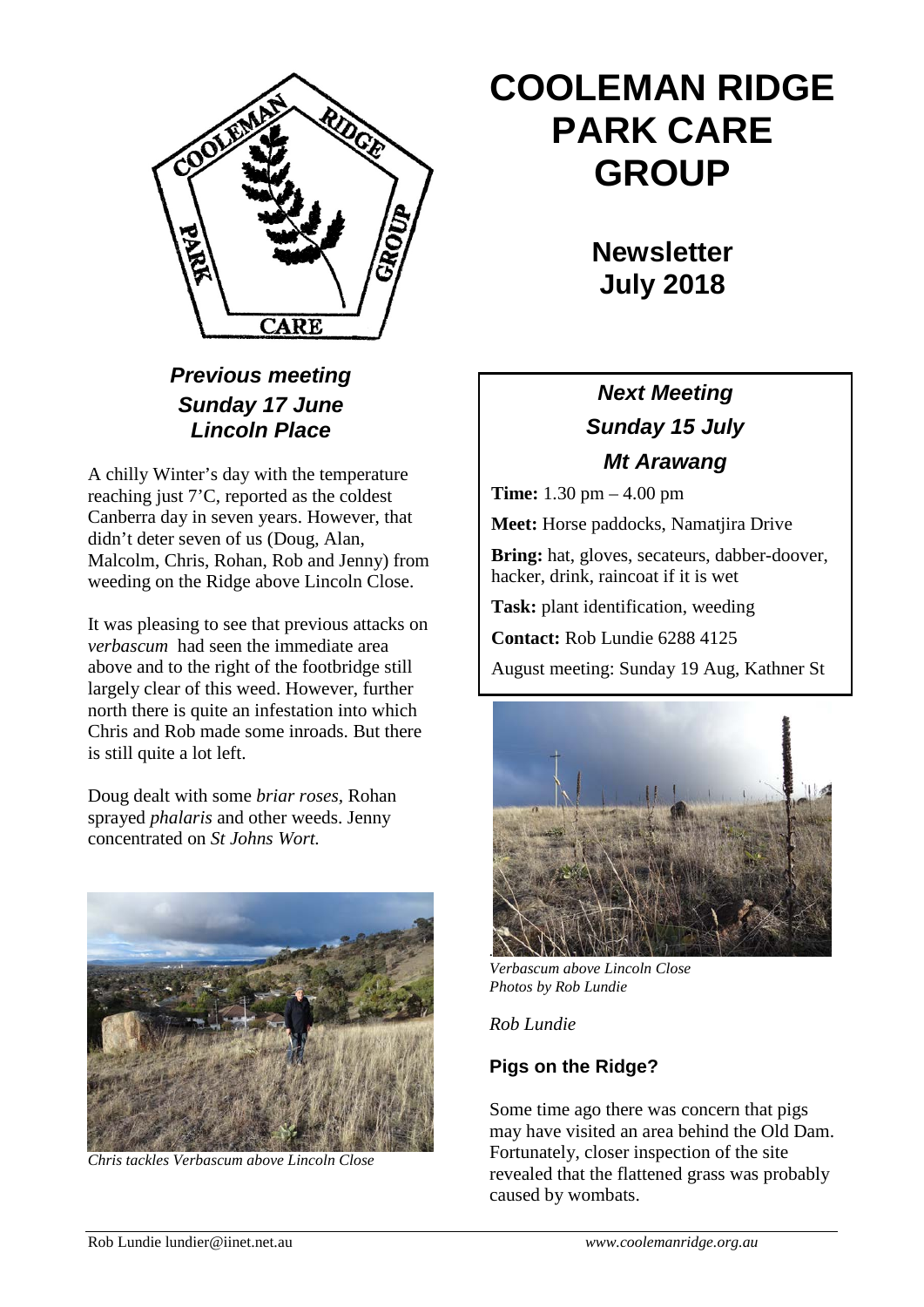# COOLEMAN RIDGE PARK CARE GROUP

## Newsletter July 2018

### *Previous meeting Sunday 17 June Lincoln Place*

A chilly Winter's day with the temperature reaching just 7'C, reported as the coldest Canberra day in seven years. However, that didn't deter seven of us (Doug, Alan, Malcolm, Chris, Rohan, Rob and Jenny) from weeding on the Ridge above Lincoln Close.

It was pleasing to see that previous attacks on *verbascum* had seen the immediate area above and to the right of the footbridge still largely clear of this weed. However, further north there is quite an infestation into which Chris and Rob made some inroads. But there is still quite a lot left.

Doug dealt with some *briar roses*, Rohan sprayed *phalaris* and other weeds. Jenny concentrated on *St Johns Wort.*

*Chris tackles Verbascum above Lincoln Close*

### *Next Meeting Sunday 15 July Mt Arawang*

**Time:** 1.30 pm – 4.00 pm

**Meet:** Horse paddocks, Namatjira Drive

**Bring:** hat, gloves, secateurs, dabber-doover, hacker, drink, raincoat if it is wet

**Task:** plant identification, weeding

**Contact:** Rob Lundie 6288 4125

August meeting: Sunday 19 Aug, Kathner St

*Verbascum above Lincoln Close*
*Photos by Rob Lundie*

*Rob Lundie*

### Pigs on the Ridge?

Some time ago there was concern that pigs may have visited an area behind the Old Dam. Fortunately, closer inspection of the site revealed that the flattened grass was probably caused by wombats.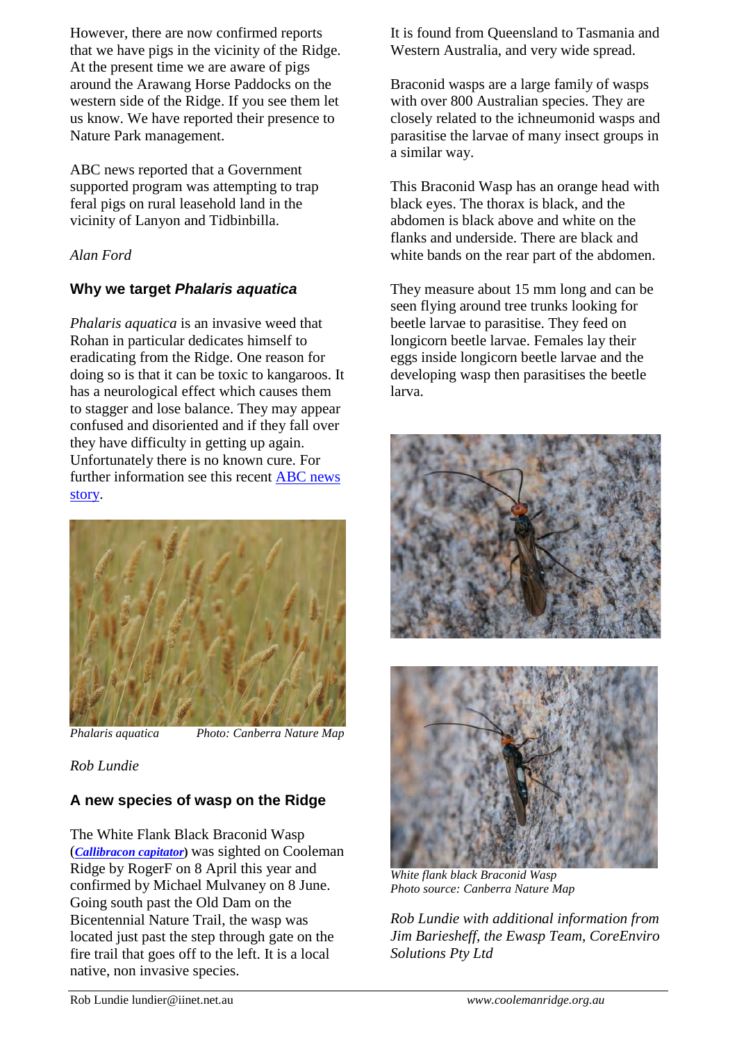However, there are now confirmed reports that we have pigs in the vicinity of the Ridge. At the present time we are aware of pigs around the Arawang Horse Paddocks on the western side of the Ridge. If you see them let us know. We have reported their presence to Nature Park management.

ABC news reported that a Government supported program was attempting to trap feral pigs on rural leasehold land in the vicinity of Lanyon and Tidbinbilla.

*Alan Ford*

## Why we target *Phalaris aquatica*

*Phalaris aquatica* is an invasive weed that Rohan in particular dedicates himself to eradicating from the Ridge. One reason for doing so is that it can be toxic to kangaroos. It has a neurological effect which causes them to stagger and lose balance. They may appear confused and disoriented and if they fall over they have difficulty in getting up again. Unfortunately there is no known cure. For further information see this recent [ABC news story](#).

*Phalaris aquatica* *Photo: Canberra Nature Map*

*Rob Lundie*

## A new species of wasp on the Ridge

The White Flank Black Braconid Wasp (***Callibracon capitator***) was sighted on Cooleman Ridge by RogerF on 8 April this year and confirmed by Michael Mulvaney on 8 June. Going south past the Old Dam on the Bicentennial Nature Trail, the wasp was located just past the step through gate on the fire trail that goes off to the left. It is a local native, non invasive species.

It is found from Queensland to Tasmania and Western Australia, and very wide spread.

Braconid wasps are a large family of wasps with over 800 Australian species. They are closely related to the ichneumonid wasps and parasitise the larvae of many insect groups in a similar way.

This Braconid Wasp has an orange head with black eyes. The thorax is black, and the abdomen is black above and white on the flanks and underside. There are black and white bands on the rear part of the abdomen.

They measure about 15 mm long and can be seen flying around tree trunks looking for beetle larvae to parasitise. They feed on longicorn beetle larvae. Females lay their eggs inside longicorn beetle larvae and the developing wasp then parasitises the beetle larva.

*White flank black Braconid Wasp*
*Photo source: Canberra Nature Map*

*Rob Lundie with additional information from Jim Bariesheff, the Ewasp Team, CoreEnviro Solutions Pty Ltd*